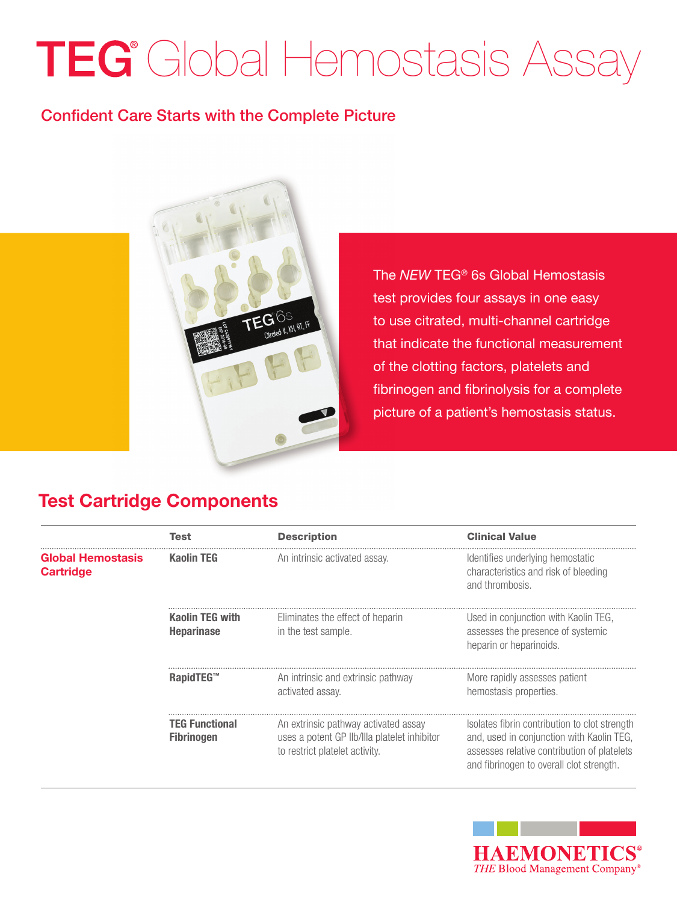# TEG® Global Hemostasis Assay

## Confident Care Starts with the Complete Picture

The *NEW* TEG® 6s Global Hemostasis test provides four assays in one easy to use citrated, multi-channel cartridge that indicate the functional measurement of the clotting factors, platelets and fibrinogen and fibrinolysis for a complete picture of a patient's hemostasis status.

## Test Cartridge Components

| | Test | Description | Clinical Value |
|---|---|---|---|
| **Global Hemostasis Cartridge** | **Kaolin TEG** | An intrinsic activated assay. | Identifies underlying hemostatic characteristics and risk of bleeding and thrombosis. |
| | **Kaolin TEG with Heparinase** | Eliminates the effect of heparin in the test sample. | Used in conjunction with Kaolin TEG, assesses the presence of systemic heparin or heparinoids. |
| | **RapidTEG™** | An intrinsic and extrinsic pathway activated assay. | More rapidly assesses patient hemostasis properties. |
| | **TEG Functional Fibrinogen** | An extrinsic pathway activated assay uses a potent GP IIb/IIIa platelet inhibitor to restrict platelet activity. | Isolates fibrin contribution to clot strength and, used in conjunction with Kaolin TEG, assesses relative contribution of platelets and fibrinogen to overall clot strength. |

HAEMONETICS®
*THE* Blood Management Company®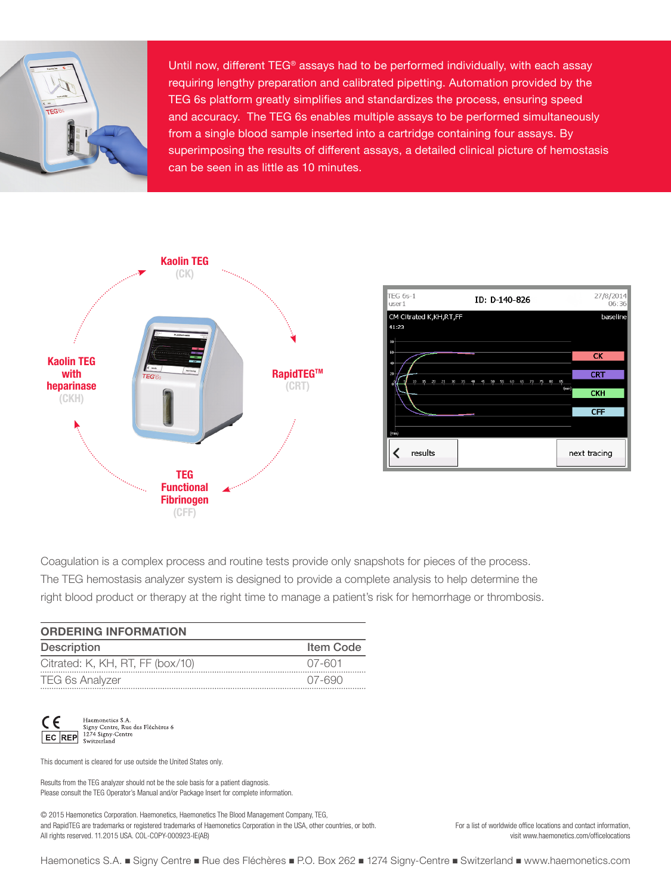Until now, different TEG® assays had to be performed individually, with each assay requiring lengthy preparation and calibrated pipetting. Automation provided by the TEG 6s platform greatly simplifies and standardizes the process, ensuring speed and accuracy. The TEG 6s enables multiple assays to be performed simultaneously from a single blood sample inserted into a cartridge containing four assays. By superimposing the results of different assays, a detailed clinical picture of hemostasis can be seen in as little as 10 minutes.

Kaolin TEG (CK)

RapidTEG™ (CRT)

TEG Functional Fibrinogen (CFF)

Kaolin TEG with heparinase (CKH)

TEG 6s-1
user1
ID: D-140-826
27/8/2014
06:36
CM Citrated K,KH,RT,FF
41:23
baseline
CK
CRT
CKH
CFF
results
next tracing

Coagulation is a complex process and routine tests provide only snapshots for pieces of the process. The TEG hemostasis analyzer system is designed to provide a complete analysis to help determine the right blood product or therapy at the right time to manage a patient's risk for hemorrhage or thrombosis.

## ORDERING INFORMATION

| Description | Item Code |
|---|---|
| Citrated: K, KH, RT, FF (box/10) | 07-601 |
| TEG 6s Analyzer | 07-690 |

CE
EC REP
Haemonetics S.A.
Signy Centre, Rue des Fléchères 6
1274 Signy-Centre
Switzerland

This document is cleared for use outside the United States only.

Results from the TEG analyzer should not be the sole basis for a patient diagnosis.
Please consult the TEG Operator's Manual and/or Package Insert for complete information.

© 2015 Haemonetics Corporation. Haemonetics, Haemonetics The Blood Management Company, TEG, and RapidTEG are trademarks or registered trademarks of Haemonetics Corporation in the USA, other countries, or both. All rights reserved. 11.2015 USA. COL-COPY-000923-IE(AB)

For a list of worldwide office locations and contact information, visit www.haemonetics.com/officelocations

Haemonetics S.A. ■ Signy Centre ■ Rue des Fléchères ■ P.O. Box 262 ■ 1274 Signy-Centre ■ Switzerland ■ www.haemonetics.com